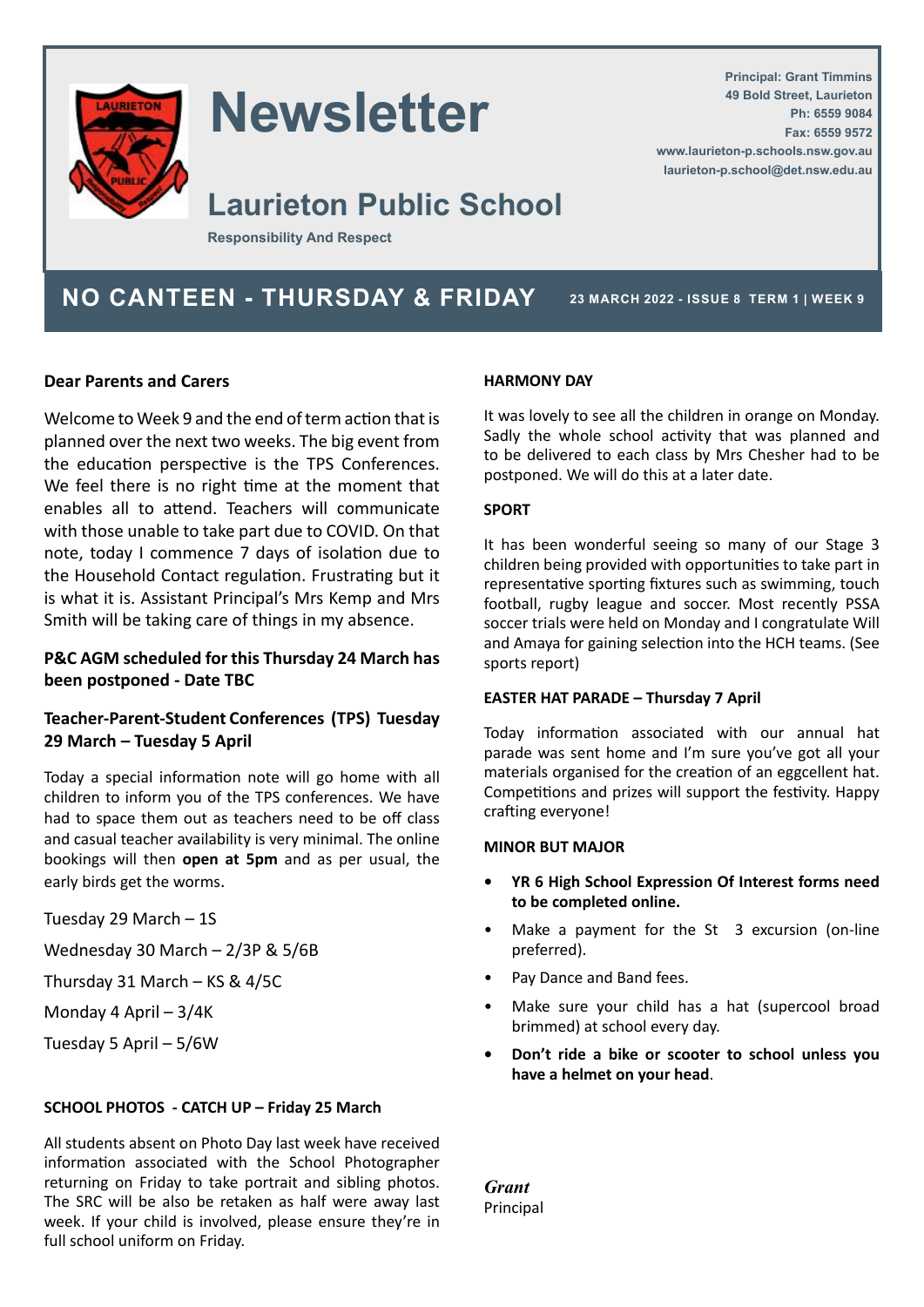# Newsletter

## Laurieton Public School

Responsibility And Respect

Principal: Grant Timmins
49 Bold Street, Laurieton
Ph: 6559 9084
Fax: 6559 9572
www.laurieton-p.schools.nsw.gov.au
laurieton-p.school@det.nsw.edu.au

## NO CANTEEN - THURSDAY & FRIDAY

23 MARCH 2022 - ISSUE 8 TERM 1 | WEEK 9

**Dear Parents and Carers**

Welcome to Week 9 and the end of term action that is planned over the next two weeks. The big event from the education perspective is the TPS Conferences. We feel there is no right time at the moment that enables all to attend. Teachers will communicate with those unable to take part due to COVID. On that note, today I commence 7 days of isolation due to the Household Contact regulation. Frustrating but it is what it is. Assistant Principal's Mrs Kemp and Mrs Smith will be taking care of things in my absence.

**P&C AGM scheduled for this Thursday 24 March has been postponed - Date TBC**

**Teacher-Parent-Student Conferences (TPS) Tuesday 29 March – Tuesday 5 April**

Today a special information note will go home with all children to inform you of the TPS conferences. We have had to space them out as teachers need to be off class and casual teacher availability is very minimal. The online bookings will then **open at 5pm** and as per usual, the early birds get the worms.

Tuesday 29 March – 1S

Wednesday 30 March – 2/3P & 5/6B

Thursday 31 March – KS & 4/5C

Monday 4 April – 3/4K

Tuesday 5 April – 5/6W

**SCHOOL PHOTOS - CATCH UP – Friday 25 March**

All students absent on Photo Day last week have received information associated with the School Photographer returning on Friday to take portrait and sibling photos. The SRC will be also be retaken as half were away last week. If your child is involved, please ensure they're in full school uniform on Friday.

**HARMONY DAY**

It was lovely to see all the children in orange on Monday. Sadly the whole school activity that was planned and to be delivered to each class by Mrs Chesher had to be postponed. We will do this at a later date.

**SPORT**

It has been wonderful seeing so many of our Stage 3 children being provided with opportunities to take part in representative sporting fixtures such as swimming, touch football, rugby league and soccer. Most recently PSSA soccer trials were held on Monday and I congratulate Will and Amaya for gaining selection into the HCH teams. (See sports report)

**EASTER HAT PARADE – Thursday 7 April**

Today information associated with our annual hat parade was sent home and I'm sure you've got all your materials organised for the creation of an eggcellent hat. Competitions and prizes will support the festivity. Happy crafting everyone!

**MINOR BUT MAJOR**

- **YR 6 High School Expression Of Interest forms need to be completed online.**
- Make a payment for the St 3 excursion (on-line preferred).
- Pay Dance and Band fees.
- Make sure your child has a hat (supercool broad brimmed) at school every day.
- **Don't ride a bike or scooter to school unless you have a helmet on your head**.

***Grant***
Principal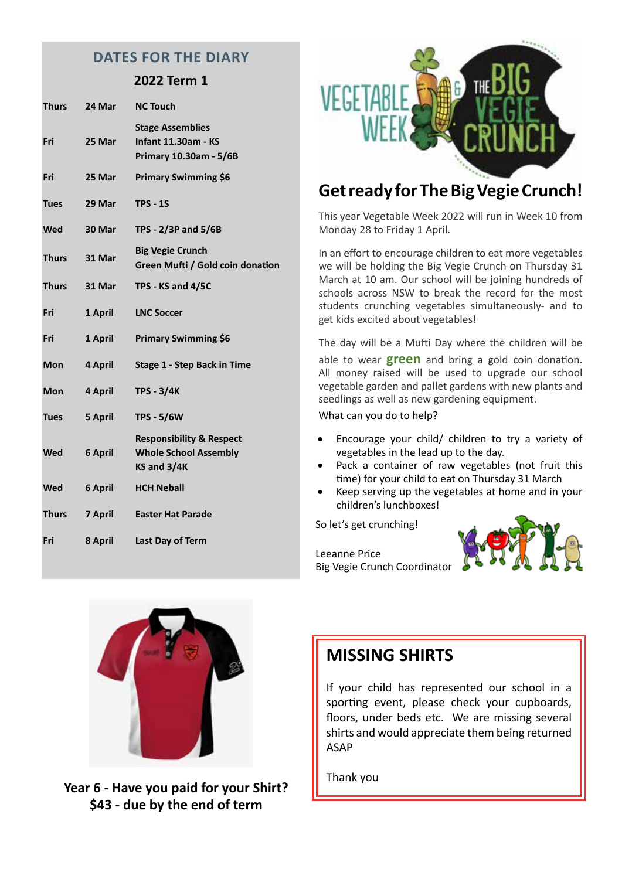## DATES FOR THE DIARY

### 2022 Term 1

| | | |
|---|---|---|
| **Thurs** | **24 Mar** | **NC Touch** |
| **Fri** | **25 Mar** | **Stage Assemblies**<br>**Infant 11.30am - KS**<br>**Primary 10.30am - 5/6B** |
| **Fri** | **25 Mar** | **Primary Swimming $6** |
| **Tues** | **29 Mar** | **TPS - 1S** |
| **Wed** | **30 Mar** | **TPS - 2/3P and 5/6B** |
| **Thurs** | **31 Mar** | **Big Vegie Crunch**<br>**Green Mufti / Gold coin donation** |
| **Thurs** | **31 Mar** | **TPS - KS and 4/5C** |
| **Fri** | **1 April** | **LNC Soccer** |
| **Fri** | **1 April** | **Primary Swimming $6** |
| **Mon** | **4 April** | **Stage 1 - Step Back in Time** |
| **Mon** | **4 April** | **TPS - 3/4K** |
| **Tues** | **5 April** | **TPS - 5/6W** |
| **Wed** | **6 April** | **Responsibility & Respect**<br>**Whole School Assembly**<br>**KS and 3/4K** |
| **Wed** | **6 April** | **HCH Neball** |
| **Thurs** | **7 April** | **Easter Hat Parade** |
| **Fri** | **8 April** | **Last Day of Term** |

## Get ready for The Big Vegie Crunch!

This year Vegetable Week 2022 will run in Week 10 from Monday 28 to Friday 1 April.

In an effort to encourage children to eat more vegetables we will be holding the Big Vegie Crunch on Thursday 31 March at 10 am. Our school will be joining hundreds of schools across NSW to break the record for the most students crunching vegetables simultaneously- and to get kids excited about vegetables!

The day will be a Mufti Day where the children will be able to wear **green** and bring a gold coin donation. All money raised will be used to upgrade our school vegetable garden and pallet gardens with new plants and seedlings as well as new gardening equipment.

What can you do to help?

- Encourage your child/ children to try a variety of vegetables in the lead up to the day.
- Pack a container of raw vegetables (not fruit this time) for your child to eat on Thursday 31 March
- Keep serving up the vegetables at home and in your children's lunchboxes!

So let's get crunching!

Leeanne Price
Big Vegie Crunch Coordinator

**Year 6 - Have you paid for your Shirt?**
**$43 - due by the end of term**

## MISSING SHIRTS

If your child has represented our school in a sporting event, please check your cupboards, floors, under beds etc. We are missing several shirts and would appreciate them being returned ASAP

Thank you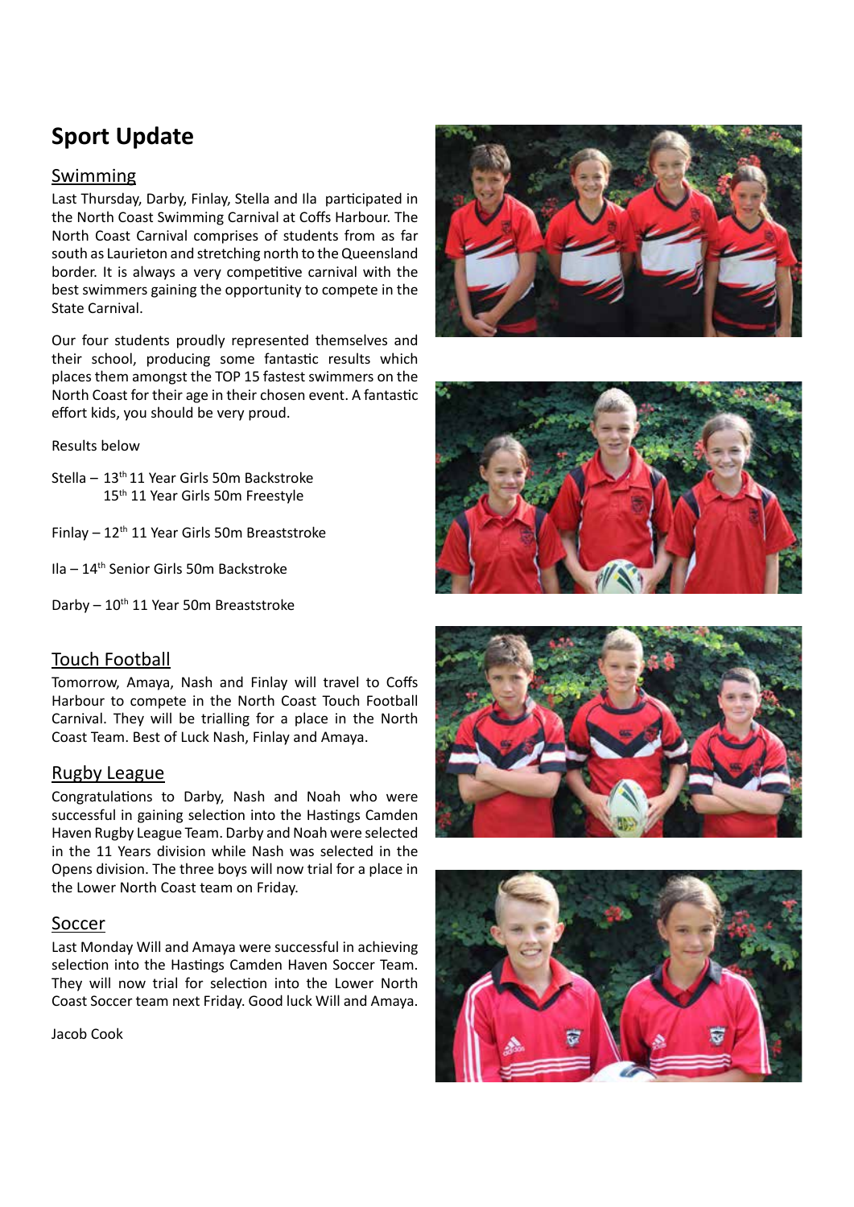# Sport Update

## Swimming

Last Thursday, Darby, Finlay, Stella and Ila participated in the North Coast Swimming Carnival at Coffs Harbour. The North Coast Carnival comprises of students from as far south as Laurieton and stretching north to the Queensland border. It is always a very competitive carnival with the best swimmers gaining the opportunity to compete in the State Carnival.

Our four students proudly represented themselves and their school, producing some fantastic results which places them amongst the TOP 15 fastest swimmers on the North Coast for their age in their chosen event. A fantastic effort kids, you should be very proud.

Results below

Stella – 13th 11 Year Girls 50m Backstroke
15th 11 Year Girls 50m Freestyle

Finlay – 12th 11 Year Girls 50m Breaststroke

Ila – 14th Senior Girls 50m Backstroke

Darby – 10th 11 Year 50m Breaststroke

## Touch Football

Tomorrow, Amaya, Nash and Finlay will travel to Coffs Harbour to compete in the North Coast Touch Football Carnival. They will be trialling for a place in the North Coast Team. Best of Luck Nash, Finlay and Amaya.

## Rugby League

Congratulations to Darby, Nash and Noah who were successful in gaining selection into the Hastings Camden Haven Rugby League Team. Darby and Noah were selected in the 11 Years division while Nash was selected in the Opens division. The three boys will now trial for a place in the Lower North Coast team on Friday.

## Soccer

Last Monday Will and Amaya were successful in achieving selection into the Hastings Camden Haven Soccer Team. They will now trial for selection into the Lower North Coast Soccer team next Friday. Good luck Will and Amaya.

Jacob Cook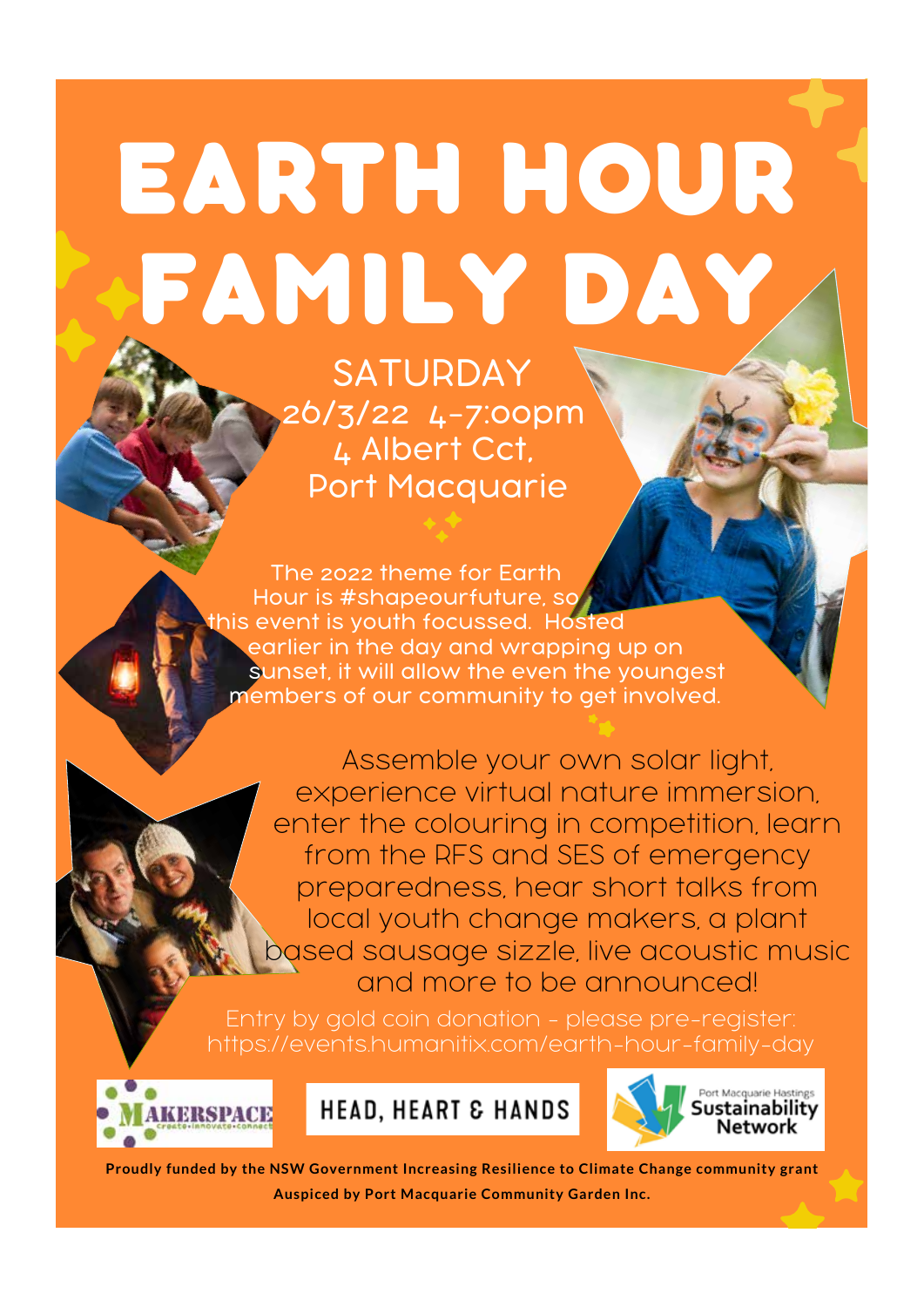# EARTH HOUR FAMILY DAY

SATURDAY
26/3/22 4-7:00pm
4 Albert Cct,
Port Macquarie

The 2022 theme for Earth Hour is #shapeourfuture, so this event is youth focussed. Hosted earlier in the day and wrapping up on sunset, it will allow the even the youngest members of our community to get involved.

Assemble your own solar light, experience virtual nature immersion, enter the colouring in competition, learn from the RFS and SES of emergency preparedness, hear short talks from local youth change makers, a plant based sausage sizzle, live acoustic music and more to be announced!

Entry by gold coin donation - please pre-register:
https://events.humanitix.com/earth-hour-family-day

MAKERSPACE create•innovate•connect

HEAD, HEART & HANDS

Port Macquarie Hastings Sustainability Network

**Proudly funded by the NSW Government Increasing Resilience to Climate Change community grant**

**Auspiced by Port Macquarie Community Garden Inc.**